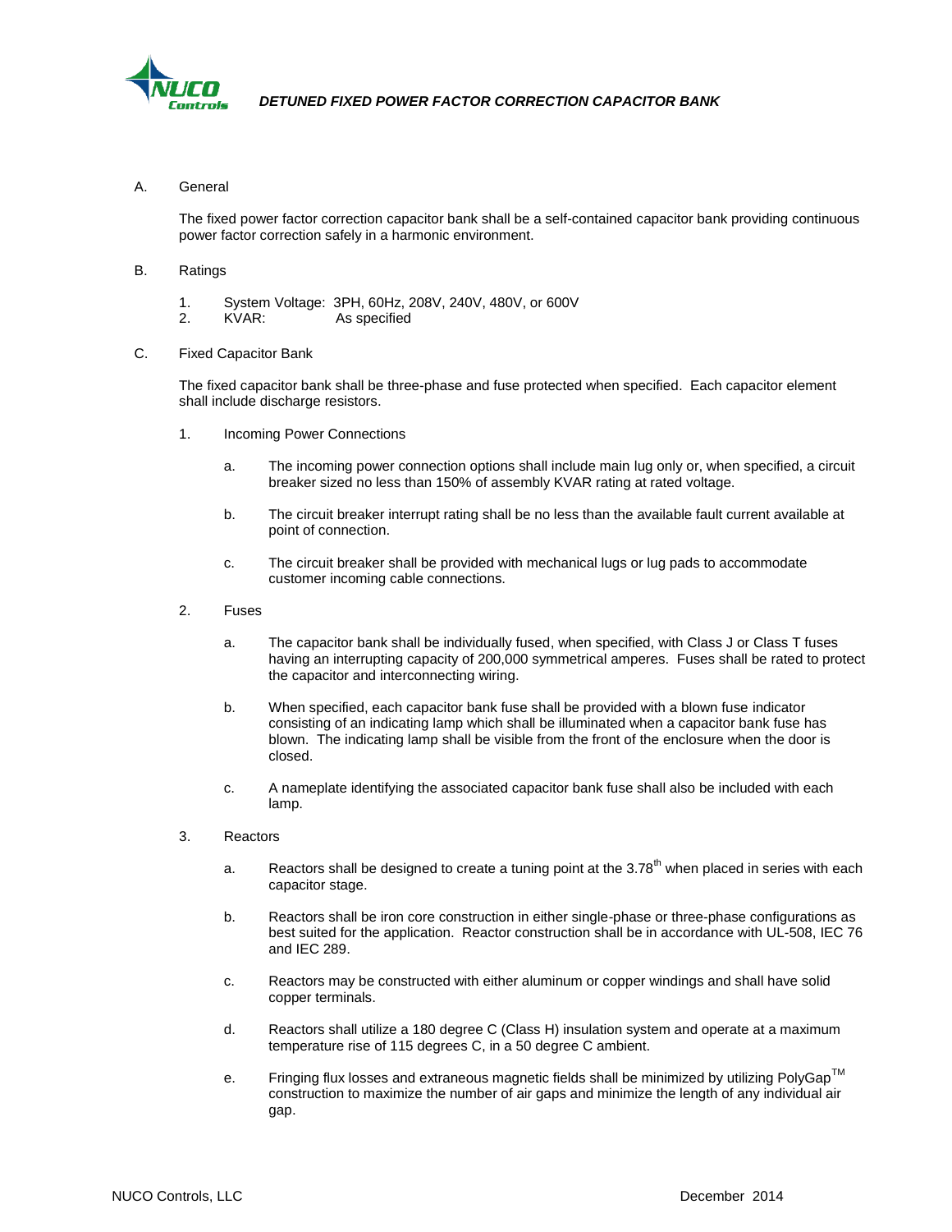# DETUNED FIXED POWER FACTOR CORRECTION CAPACITOR BANK

A. General

The fixed power factor correction capacitor bank shall be a self-contained capacitor bank providing continuous power factor correction safely in a harmonic environment.

B. Ratings

1. System Voltage: 3PH, 60Hz, 208V, 240V, 480V, or 600V
2. KVAR: As specified

C. Fixed Capacitor Bank

The fixed capacitor bank shall be three-phase and fuse protected when specified. Each capacitor element shall include discharge resistors.

1. Incoming Power Connections

   a. The incoming power connection options shall include main lug only or, when specified, a circuit breaker sized no less than 150% of assembly KVAR rating at rated voltage.

   b. The circuit breaker interrupt rating shall be no less than the available fault current available at point of connection.

   c. The circuit breaker shall be provided with mechanical lugs or lug pads to accommodate customer incoming cable connections.

2. Fuses

   a. The capacitor bank shall be individually fused, when specified, with Class J or Class T fuses having an interrupting capacity of 200,000 symmetrical amperes. Fuses shall be rated to protect the capacitor and interconnecting wiring.

   b. When specified, each capacitor bank fuse shall be provided with a blown fuse indicator consisting of an indicating lamp which shall be illuminated when a capacitor bank fuse has blown. The indicating lamp shall be visible from the front of the enclosure when the door is closed.

   c. A nameplate identifying the associated capacitor bank fuse shall also be included with each lamp.

3. Reactors

   a. Reactors shall be designed to create a tuning point at the 3.78$^{th}$ when placed in series with each capacitor stage.

   b. Reactors shall be iron core construction in either single-phase or three-phase configurations as best suited for the application. Reactor construction shall be in accordance with UL-508, IEC 76 and IEC 289.

   c. Reactors may be constructed with either aluminum or copper windings and shall have solid copper terminals.

   d. Reactors shall utilize a 180 degree C (Class H) insulation system and operate at a maximum temperature rise of 115 degrees C, in a 50 degree C ambient.

   e. Fringing flux losses and extraneous magnetic fields shall be minimized by utilizing PolyGap™ construction to maximize the number of air gaps and minimize the length of any individual air gap.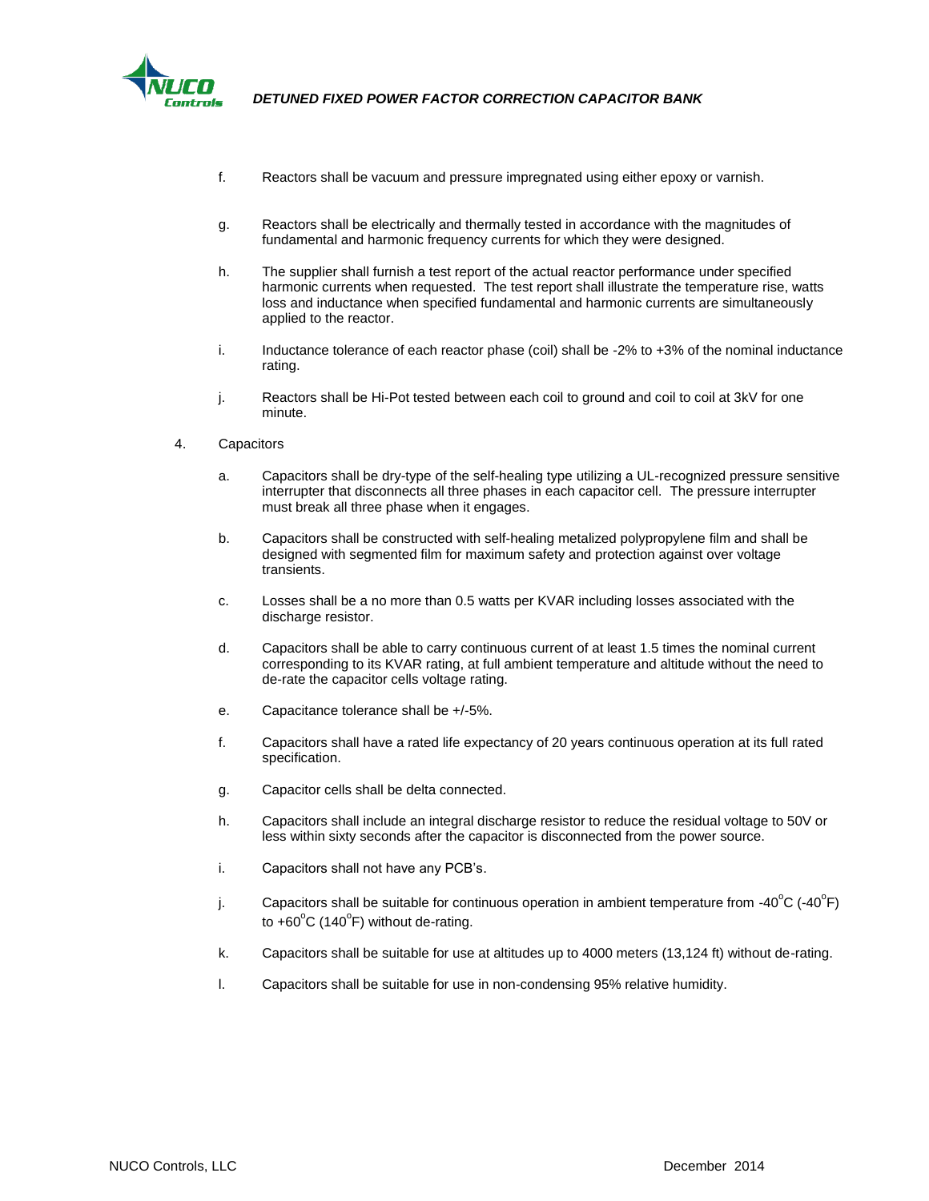f. Reactors shall be vacuum and pressure impregnated using either epoxy or varnish.

g. Reactors shall be electrically and thermally tested in accordance with the magnitudes of fundamental and harmonic frequency currents for which they were designed.

h. The supplier shall furnish a test report of the actual reactor performance under specified harmonic currents when requested. The test report shall illustrate the temperature rise, watts loss and inductance when specified fundamental and harmonic currents are simultaneously applied to the reactor.

i. Inductance tolerance of each reactor phase (coil) shall be -2% to +3% of the nominal inductance rating.

j. Reactors shall be Hi-Pot tested between each coil to ground and coil to coil at 3kV for one minute.

4. Capacitors

a. Capacitors shall be dry-type of the self-healing type utilizing a UL-recognized pressure sensitive interrupter that disconnects all three phases in each capacitor cell. The pressure interrupter must break all three phase when it engages.

b. Capacitors shall be constructed with self-healing metalized polypropylene film and shall be designed with segmented film for maximum safety and protection against over voltage transients.

c. Losses shall be a no more than 0.5 watts per KVAR including losses associated with the discharge resistor.

d. Capacitors shall be able to carry continuous current of at least 1.5 times the nominal current corresponding to its KVAR rating, at full ambient temperature and altitude without the need to de-rate the capacitor cells voltage rating.

e. Capacitance tolerance shall be +/-5%.

f. Capacitors shall have a rated life expectancy of 20 years continuous operation at its full rated specification.

g. Capacitor cells shall be delta connected.

h. Capacitors shall include an integral discharge resistor to reduce the residual voltage to 50V or less within sixty seconds after the capacitor is disconnected from the power source.

i. Capacitors shall not have any PCB's.

j. Capacitors shall be suitable for continuous operation in ambient temperature from -40$^{o}$C (-40$^{o}$F) to +60$^{o}$C (140$^{o}$F) without de-rating.

k. Capacitors shall be suitable for use at altitudes up to 4000 meters (13,124 ft) without de-rating.

l. Capacitors shall be suitable for use in non-condensing 95% relative humidity.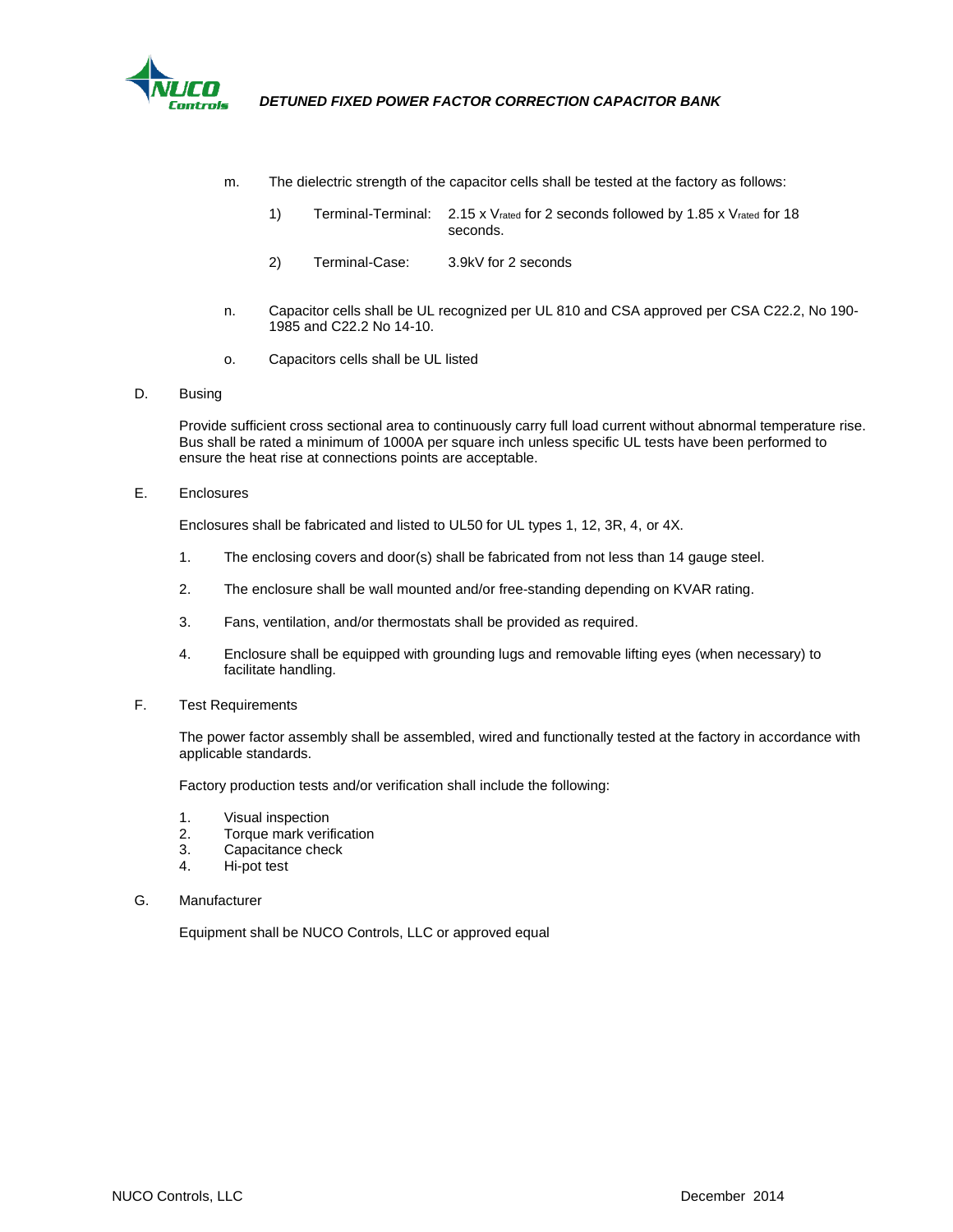m. The dielectric strength of the capacitor cells shall be tested at the factory as follows:

1) Terminal-Terminal: 2.15 x $V_{rated}$ for 2 seconds followed by 1.85 x $V_{rated}$ for 18 seconds.

2) Terminal-Case: 3.9kV for 2 seconds

n. Capacitor cells shall be UL recognized per UL 810 and CSA approved per CSA C22.2, No 190-1985 and C22.2 No 14-10.

o. Capacitors cells shall be UL listed

D. Busing

Provide sufficient cross sectional area to continuously carry full load current without abnormal temperature rise. Bus shall be rated a minimum of 1000A per square inch unless specific UL tests have been performed to ensure the heat rise at connections points are acceptable.

E. Enclosures

Enclosures shall be fabricated and listed to UL50 for UL types 1, 12, 3R, 4, or 4X.

1. The enclosing covers and door(s) shall be fabricated from not less than 14 gauge steel.

2. The enclosure shall be wall mounted and/or free-standing depending on KVAR rating.

3. Fans, ventilation, and/or thermostats shall be provided as required.

4. Enclosure shall be equipped with grounding lugs and removable lifting eyes (when necessary) to facilitate handling.

F. Test Requirements

The power factor assembly shall be assembled, wired and functionally tested at the factory in accordance with applicable standards.

Factory production tests and/or verification shall include the following:

1. Visual inspection
2. Torque mark verification
3. Capacitance check
4. Hi-pot test

G. Manufacturer

Equipment shall be NUCO Controls, LLC or approved equal